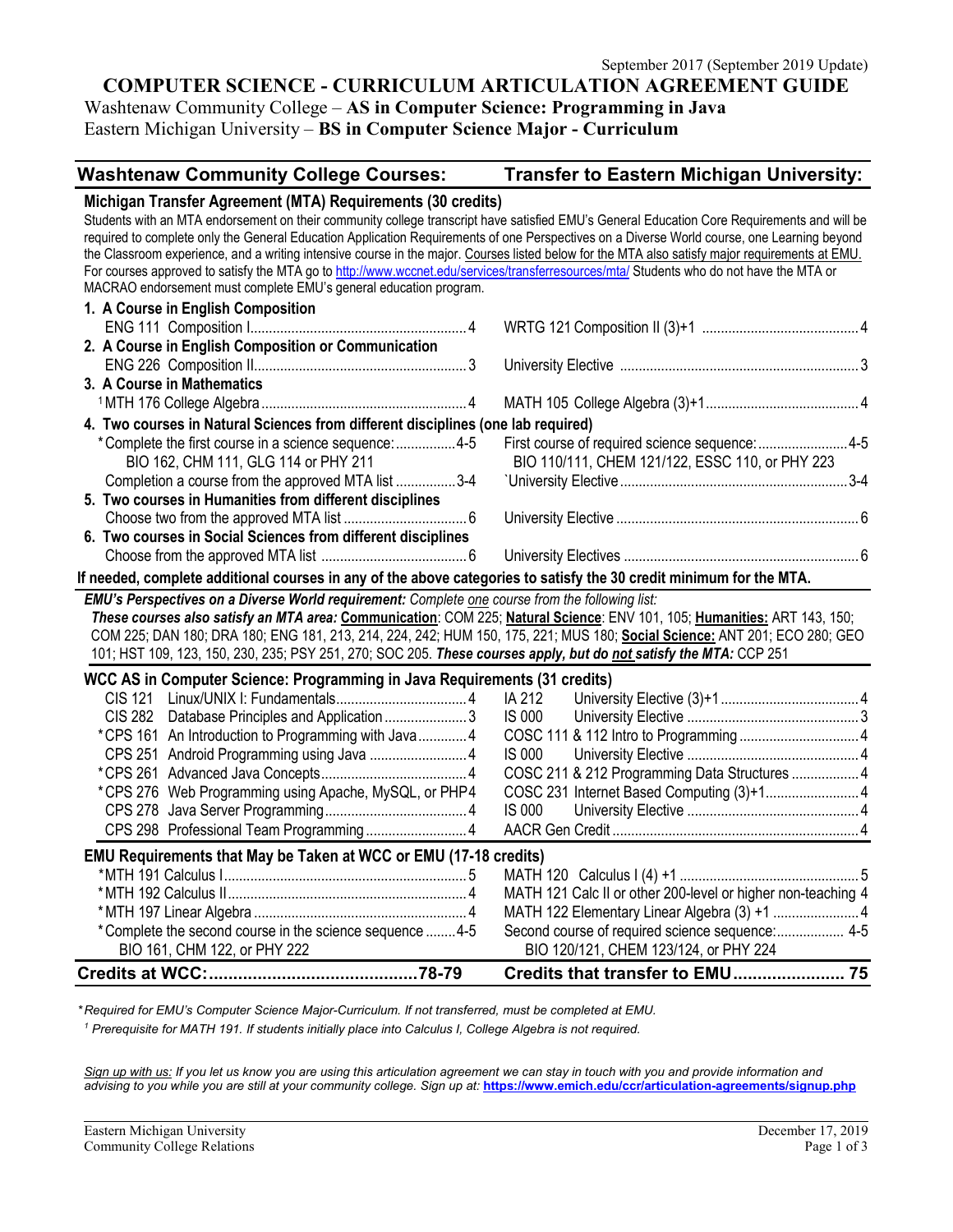September 2017 (September 2019 Update)

# COMPUTER SCIENCE - CURRICULUM ARTICULATION AGREEMENT GUIDE

Washtenaw Community College – **AS in Computer Science: Programming in Java**
Eastern Michigan University – **BS in Computer Science Major - Curriculum**

| Washtenaw Community College Courses: | Transfer to Eastern Michigan University: |
|---|---|
| **Michigan Transfer Agreement (MTA) Requirements (30 credits)** | |
| Students with an MTA endorsement on their community college transcript have satisfied EMU's General Education Core Requirements and will be required to complete only the General Education Application Requirements of one Perspectives on a Diverse World course, one Learning beyond the Classroom experience, and a writing intensive course in the major. Courses listed below for the MTA also satisfy major requirements at EMU. For courses approved to satisfy the MTA go to http://www.wccnet.edu/services/transferresources/mta/ Students who do not have the MTA or MACRAO endorsement must complete EMU's general education program. | |
| **1. A Course in English Composition** | |
| ENG 111 Composition I ... 4 | WRTG 121 Composition II (3)+1 ... 4 |
| **2. A Course in English Composition or Communication** | |
| ENG 226 Composition II ... 3 | University Elective ... 3 |
| **3. A Course in Mathematics** | |
| [1] MTH 176 College Algebra ... 4 | MATH 105 College Algebra (3)+1 ... 4 |
| **4. Two courses in Natural Sciences from different disciplines (one lab required)** | |
| *Complete the first course in a science sequence: ... 4-5 BIO 162, CHM 111, GLG 114 or PHY 211 | First course of required science sequence: ... 4-5 BIO 110/111, CHEM 121/122, ESSC 110, or PHY 223 |
| Completion a course from the approved MTA list ... 3-4 | `University Elective ... 3-4 |
| **5. Two courses in Humanities from different disciplines** | |
| Choose two from the approved MTA list ... 6 | University Elective ... 6 |
| **6. Two courses in Social Sciences from different disciplines** | |
| Choose from the approved MTA list ... 6 | University Electives ... 6 |
| **If needed, complete additional courses in any of the above categories to satisfy the 30 credit minimum for the MTA.** | |
| ***EMU's Perspectives on a Diverse World requirement:*** *Complete one course from the following list:* ***These courses also satisfy an MTA area:*** **Communication**: COM 225; **Natural Science**: ENV 101, 105; **Humanities:** ART 143, 150; COM 225; DAN 180; DRA 180; ENG 181, 213, 214, 224, 242; HUM 150, 175, 221; MUS 180; **Social Science:** ANT 201; ECO 280; GEO 101; HST 109, 123, 150, 230, 235; PSY 251, 270; SOC 205. ***These courses apply, but do not satisfy the MTA:*** CCP 251 | |
| **WCC AS in Computer Science: Programming in Java Requirements (31 credits)** | |
| CIS 121 Linux/UNIX I: Fundamentals ... 4 | IA 212 University Elective (3)+1 ... 4 |
| CIS 282 Database Principles and Application ... 3 | IS 000 University Elective ... 3 |
| *CPS 161 An Introduction to Programming with Java ... 4 | COSC 111 & 112 Intro to Programming ... 4 |
| CPS 251 Android Programming using Java ... 4 | IS 000 University Elective ... 4 |
| *CPS 261 Advanced Java Concepts ... 4 | COSC 211 & 212 Programming Data Structures ... 4 |
| *CPS 276 Web Programming using Apache, MySQL, or PHP 4 | COSC 231 Internet Based Computing (3)+1 ... 4 |
| CPS 278 Java Server Programming ... 4 | IS 000 University Elective ... 4 |
| CPS 298 Professional Team Programming ... 4 | AACR Gen Credit ... 4 |
| **EMU Requirements that May be Taken at WCC or EMU (17-18 credits)** | |
| *MTH 191 Calculus I ... 5 | MATH 120 Calculus I (4) +1 ... 5 |
| *MTH 192 Calculus II ... 4 | MATH 121 Calc II or other 200-level or higher non-teaching 4 |
| *MTH 197 Linear Algebra ... 4 | MATH 122 Elementary Linear Algebra (3) +1 ... 4 |
| *Complete the second course in the science sequence ... 4-5 BIO 161, CHM 122, or PHY 222 | Second course of required science sequence: ... 4-5 BIO 120/121, CHEM 123/124, or PHY 224 |
| **Credits at WCC: ... 78-79** | **Credits that transfer to EMU ... 75** |

*\*Required for EMU's Computer Science Major-Curriculum. If not transferred, must be completed at EMU.*

*[1] Prerequisite for MATH 191. If students initially place into Calculus I, College Algebra is not required.*

*Sign up with us: If you let us know you are using this articulation agreement we can stay in touch with you and provide information and advising to you while you are still at your community college. Sign up at:* **https://www.emich.edu/ccr/articulation-agreements/signup.php**

Eastern Michigan University
Community College Relations

December 17, 2019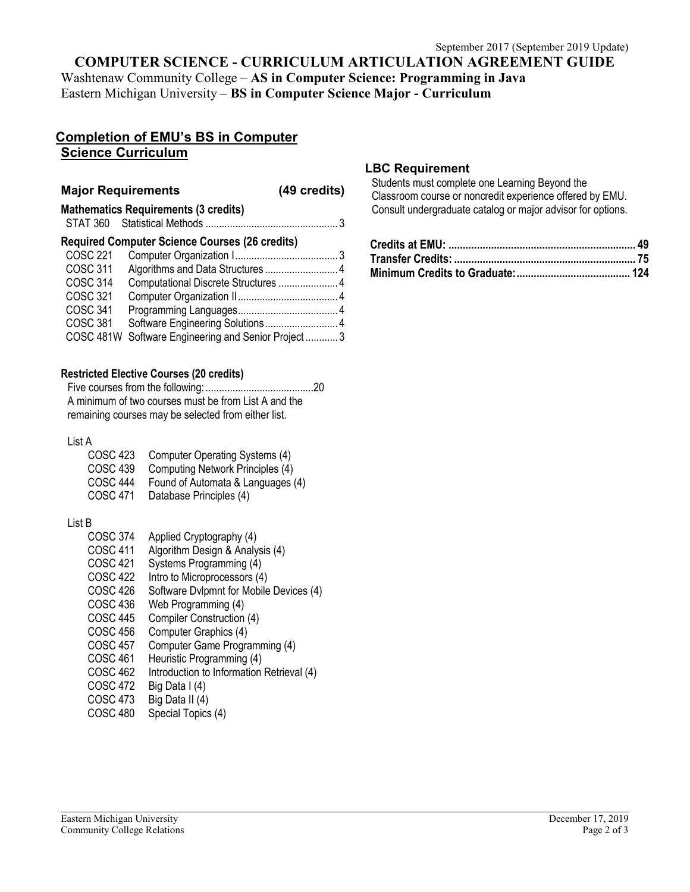September 2017 (September 2019 Update)

# COMPUTER SCIENCE - CURRICULUM ARTICULATION AGREEMENT GUIDE

Washtenaw Community College – **AS in Computer Science: Programming in Java**
Eastern Michigan University – **BS in Computer Science Major - Curriculum**

## Completion of EMU's BS in Computer Science Curriculum

### Major Requirements (49 credits)

**Mathematics Requirements (3 credits)**

STAT 360 Statistical Methods ................................................ 3

**Required Computer Science Courses (26 credits)**

COSC 221 Computer Organization I ...................................... 3
COSC 311 Algorithms and Data Structures ........................... 4
COSC 314 Computational Discrete Structures ...................... 4
COSC 321 Computer Organization II ..................................... 4
COSC 341 Programming Languages ..................................... 4
COSC 381 Software Engineering Solutions ........................... 4
COSC 481W Software Engineering and Senior Project ............ 3

**Restricted Elective Courses (20 credits)**

Five courses from the following: ........................................20
A minimum of two courses must be from List A and the remaining courses may be selected from either list.

List A

- COSC 423 Computer Operating Systems (4)
- COSC 439 Computing Network Principles (4)
- COSC 444 Found of Automata & Languages (4)
- COSC 471 Database Principles (4)

List B

- COSC 374 Applied Cryptography (4)
- COSC 411 Algorithm Design & Analysis (4)
- COSC 421 Systems Programming (4)
- COSC 422 Intro to Microprocessors (4)
- COSC 426 Software Dvlpmnt for Mobile Devices (4)
- COSC 436 Web Programming (4)
- COSC 445 Compiler Construction (4)
- COSC 456 Computer Graphics (4)
- COSC 457 Computer Game Programming (4)
- COSC 461 Heuristic Programming (4)
- COSC 462 Introduction to Information Retrieval (4)
- COSC 472 Big Data I (4)
- COSC 473 Big Data II (4)
- COSC 480 Special Topics (4)

### LBC Requirement

Students must complete one Learning Beyond the Classroom course or noncredit experience offered by EMU. Consult undergraduate catalog or major advisor for options.

**Credits at EMU: ................................................................. 49**
**Transfer Credits: ............................................................... 75**
**Minimum Credits to Graduate: ........................................ 124**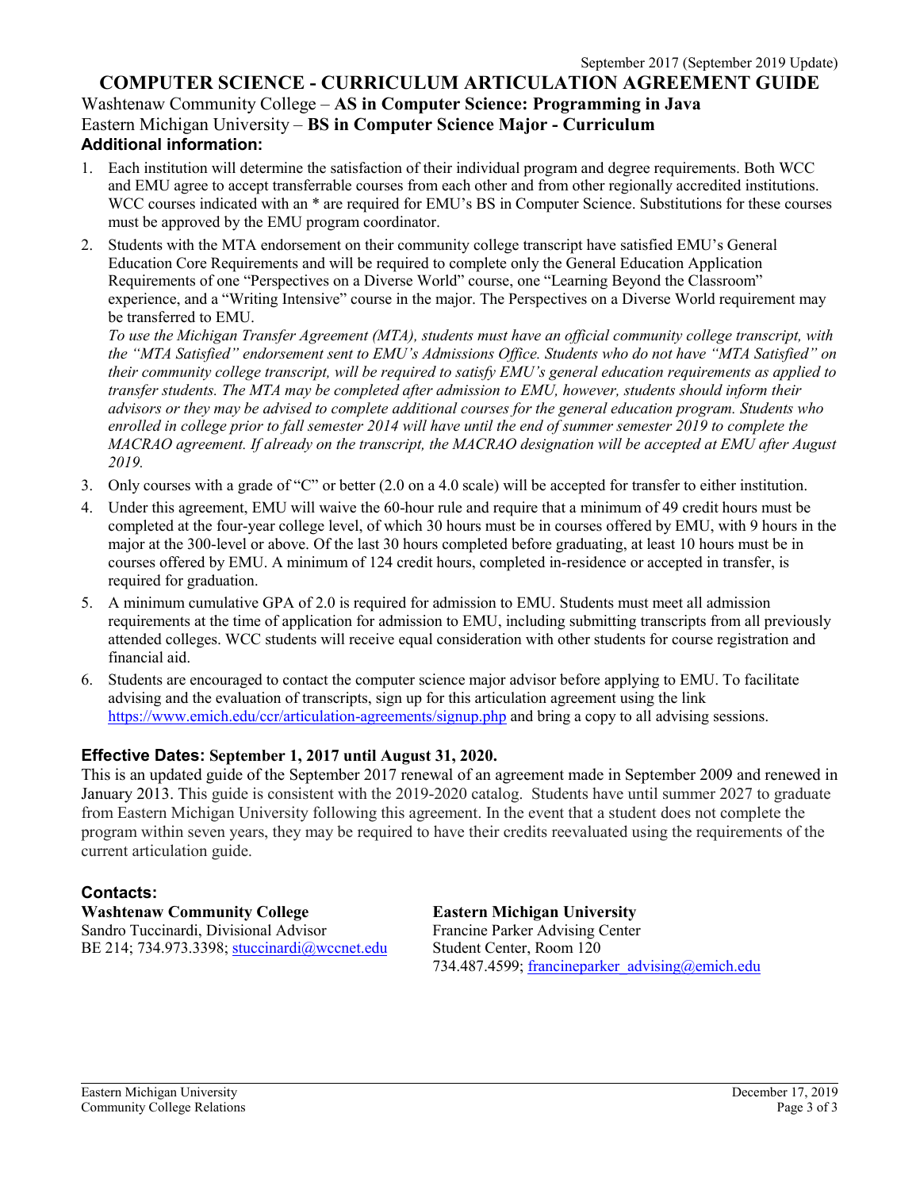September 2017 (September 2019 Update)

# COMPUTER SCIENCE - CURRICULUM ARTICULATION AGREEMENT GUIDE

Washtenaw Community College – **AS in Computer Science: Programming in Java**
Eastern Michigan University – **BS in Computer Science Major - Curriculum**

## Additional information:

1. Each institution will determine the satisfaction of their individual program and degree requirements. Both WCC and EMU agree to accept transferrable courses from each other and from other regionally accredited institutions. WCC courses indicated with an * are required for EMU's BS in Computer Science. Substitutions for these courses must be approved by the EMU program coordinator.
2. Students with the MTA endorsement on their community college transcript have satisfied EMU's General Education Core Requirements and will be required to complete only the General Education Application Requirements of one "Perspectives on a Diverse World" course, one "Learning Beyond the Classroom" experience, and a "Writing Intensive" course in the major. The Perspectives on a Diverse World requirement may be transferred to EMU.
   *To use the Michigan Transfer Agreement (MTA), students must have an official community college transcript, with the "MTA Satisfied" endorsement sent to EMU's Admissions Office. Students who do not have "MTA Satisfied" on their community college transcript, will be required to satisfy EMU's general education requirements as applied to transfer students. The MTA may be completed after admission to EMU, however, students should inform their advisors or they may be advised to complete additional courses for the general education program. Students who enrolled in college prior to fall semester 2014 will have until the end of summer semester 2019 to complete the MACRAO agreement. If already on the transcript, the MACRAO designation will be accepted at EMU after August 2019.*
3. Only courses with a grade of "C" or better (2.0 on a 4.0 scale) will be accepted for transfer to either institution.
4. Under this agreement, EMU will waive the 60-hour rule and require that a minimum of 49 credit hours must be completed at the four-year college level, of which 30 hours must be in courses offered by EMU, with 9 hours in the major at the 300-level or above. Of the last 30 hours completed before graduating, at least 10 hours must be in courses offered by EMU. A minimum of 124 credit hours, completed in-residence or accepted in transfer, is required for graduation.
5. A minimum cumulative GPA of 2.0 is required for admission to EMU. Students must meet all admission requirements at the time of application for admission to EMU, including submitting transcripts from all previously attended colleges. WCC students will receive equal consideration with other students for course registration and financial aid.
6. Students are encouraged to contact the computer science major advisor before applying to EMU. To facilitate advising and the evaluation of transcripts, sign up for this articulation agreement using the link https://www.emich.edu/ccr/articulation-agreements/signup.php and bring a copy to all advising sessions.

## Effective Dates: September 1, 2017 until August 31, 2020.

This is an updated guide of the September 2017 renewal of an agreement made in September 2009 and renewed in January 2013. This guide is consistent with the 2019-2020 catalog. Students have until summer 2027 to graduate from Eastern Michigan University following this agreement. In the event that a student does not complete the program within seven years, they may be required to have their credits reevaluated using the requirements of the current articulation guide.

## Contacts:

**Washtenaw Community College**
Sandro Tuccinardi, Divisional Advisor
BE 214; 734.973.3398; stuccinardi@wccnet.edu

**Eastern Michigan University**
Francine Parker Advising Center
Student Center, Room 120
734.487.4599; francineparker_advising@emich.edu